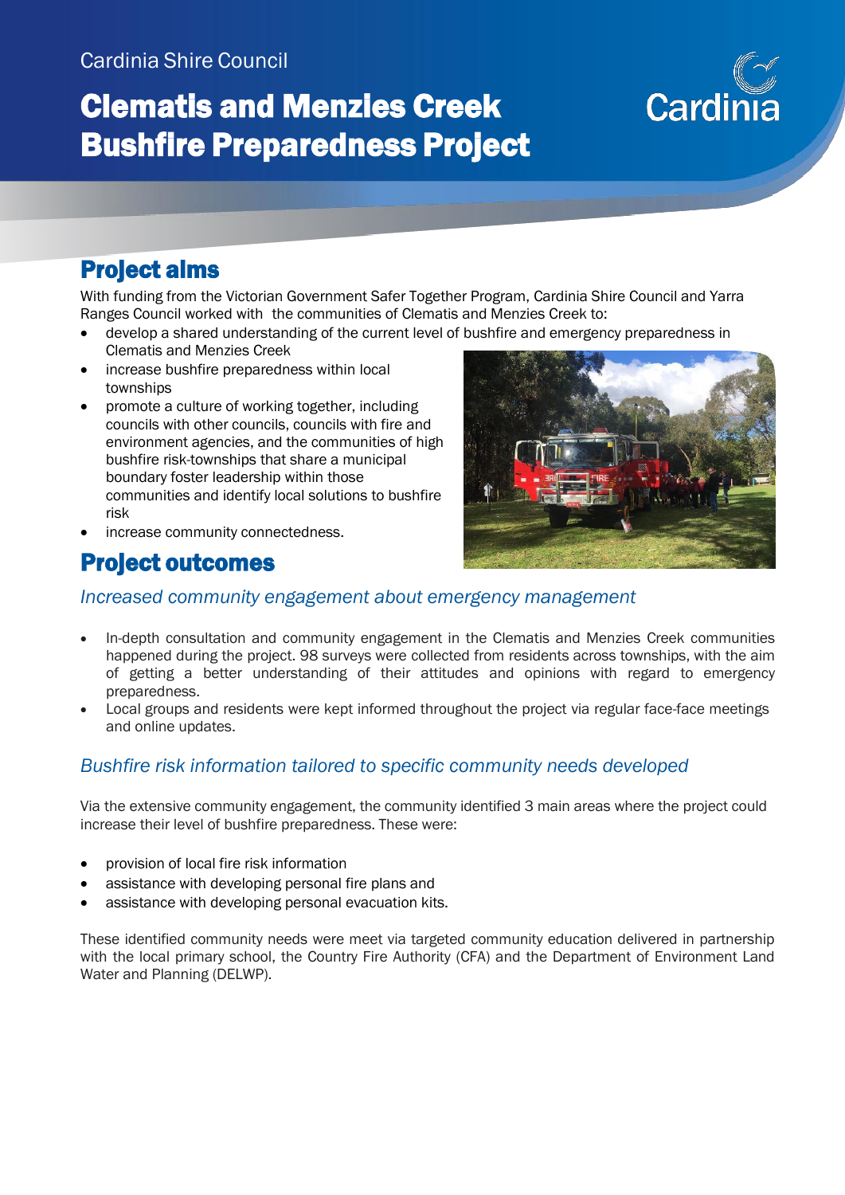Cardinia Shire Council

# Clematis and Menzies Creek Bushfire Preparedness Project

## Project aims

With funding from the Victorian Government Safer Together Program, Cardinia Shire Council and Yarra Ranges Council worked with the communities of Clematis and Menzies Creek to:

- develop a shared understanding of the current level of bushfire and emergency preparedness in Clematis and Menzies Creek
- increase bushfire preparedness within local townships
- promote a culture of working together, including councils with other councils, councils with fire and environment agencies, and the communities of high bushfire risk-townships that share a municipal boundary foster leadership within those communities and identify local solutions to bushfire risk
- increase community connectedness.

## Project outcomes

### *Increased community engagement about emergency management*

- In-depth consultation and community engagement in the Clematis and Menzies Creek communities happened during the project. 98 surveys were collected from residents across townships, with the aim of getting a better understanding of their attitudes and opinions with regard to emergency preparedness.
- Local groups and residents were kept informed throughout the project via regular face-face meetings and online updates.

### *Bushfire risk information tailored to specific community needs developed*

Via the extensive community engagement, the community identified 3 main areas where the project could increase their level of bushfire preparedness. These were:

- provision of local fire risk information
- assistance with developing personal fire plans and
- assistance with developing personal evacuation kits.

These identified community needs were meet via targeted community education delivered in partnership with the local primary school, the Country Fire Authority (CFA) and the Department of Environment Land Water and Planning (DELWP).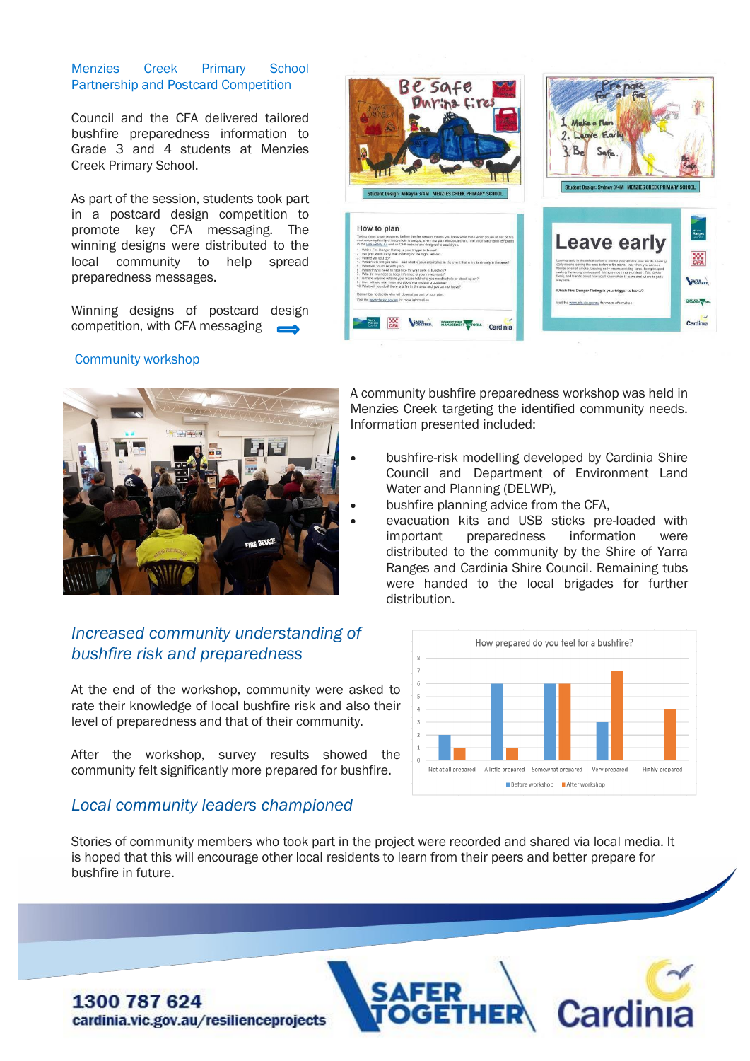## Menzies Creek Primary School Partnership and Postcard Competition

Council and the CFA delivered tailored bushfire preparedness information to Grade 3 and 4 students at Menzies Creek Primary School.

As part of the session, students took part in a postcard design competition to promote key CFA messaging. The winning designs were distributed to the local community to help spread preparedness messages.

Winning designs of postcard design competition, with CFA messaging ⟹

Student Design: Mikayla 3/4M MENZIES CREEK PRIMARY SCHOOL

Student Design: Sydney 3/4M MENZIES CREEK PRIMARY SCHOOL

## Community workshop

A community bushfire preparedness workshop was held in Menzies Creek targeting the identified community needs. Information presented included:

- bushfire-risk modelling developed by Cardinia Shire Council and Department of Environment Land Water and Planning (DELWP),
- bushfire planning advice from the CFA,
- evacuation kits and USB sticks pre-loaded with important preparedness information were distributed to the community by the Shire of Yarra Ranges and Cardinia Shire Council. Remaining tubs were handed to the local brigades for further distribution.

## *Increased community understanding of bushfire risk and preparedness*

At the end of the workshop, community were asked to rate their knowledge of local bushfire risk and also their level of preparedness and that of their community.

After the workshop, survey results showed the community felt significantly more prepared for bushfire.

How prepared do you feel for a bushfire?

8
7
6
5
4
3
2
1
0

Not at all prepared
A little prepared
Somewhat prepared
Very prepared
Highly prepared

Before workshop
After workshop

## *Local community leaders championed*

Stories of community members who took part in the project were recorded and shared via local media. It is hoped that this will encourage other local residents to learn from their peers and better prepare for bushfire in future.

**1300 787 624**
**cardinia.vic.gov.au/resilienceprojects**